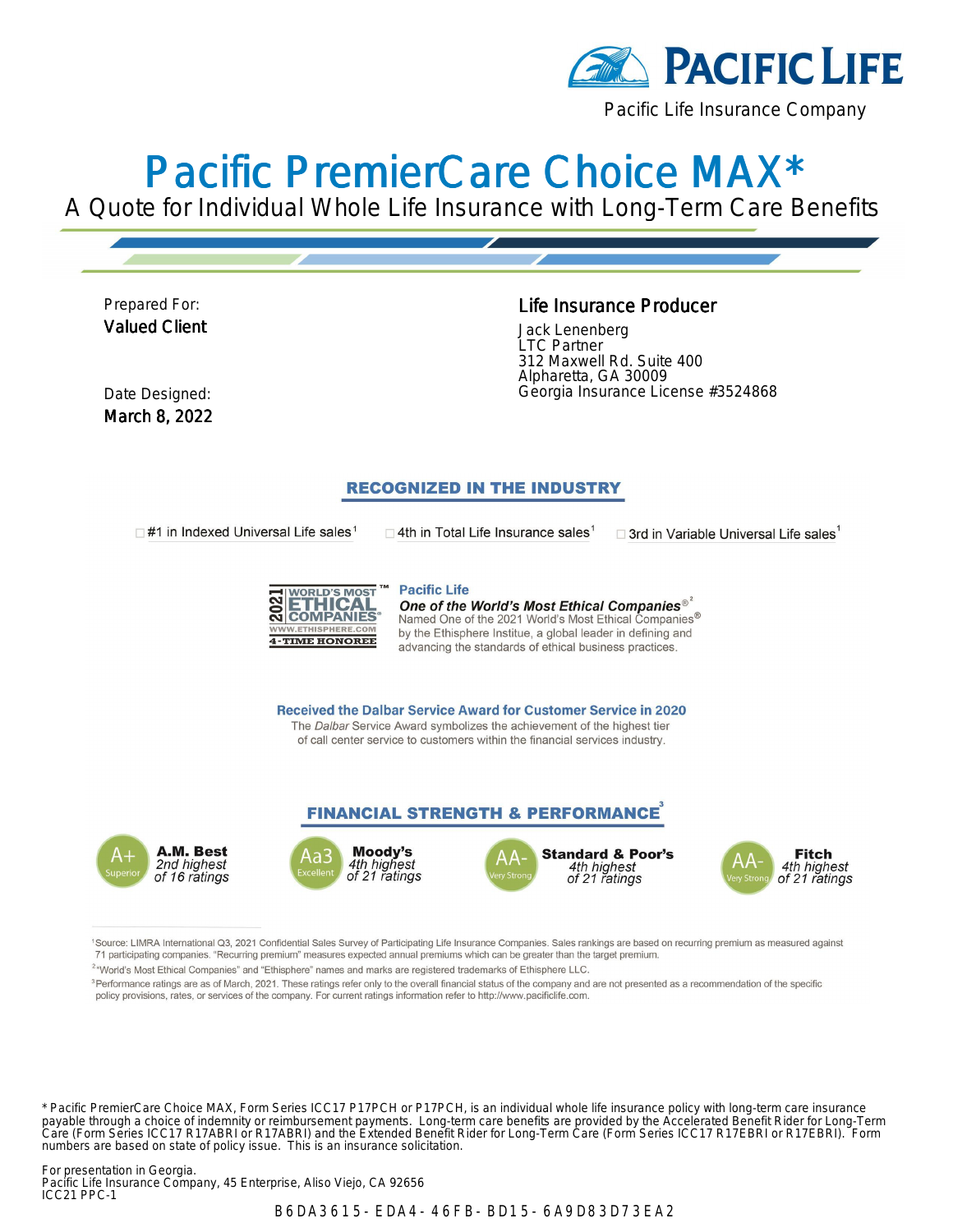PACIFIC LIFE

Pacific Life Insurance Company

# Pacific PremierCare Choice MAX*

## A Quote for Individual Whole Life Insurance with Long-Term Care Benefits

Prepared For:
**Valued Client**

Date Designed:
**March 8, 2022**

**Life Insurance Producer**

Jack Lenenberg
LTC Partner
312 Maxwell Rd. Suite 400
Alpharetta, GA 30009
Georgia Insurance License #3524868

### RECOGNIZED IN THE INDUSTRY

- #1 in Indexed Universal Life sales[1]
- 4th in Total Life Insurance sales[1]
- 3rd in Variable Universal Life sales[1]

2021 WORLD'S MOST ETHICAL COMPANIES® WWW.ETHISPHERE.COM 4-TIME HONOREE

**Pacific Life**
***One of the World's Most Ethical Companies***®[2]
Named One of the 2021 World's Most Ethical Companies® by the Ethisphere Institue, a global leader in defining and advancing the standards of ethical business practices.

**Received the Dalbar Service Award for Customer Service in 2020**
The *Dalbar* Service Award symbolizes the achievement of the highest tier of call center service to customers within the financial services industry.

### FINANCIAL STRENGTH & PERFORMANCE[3]

| Rating | Agency | Rank |
|---|---|---|
| A+ Superior | **A.M. Best** | *2nd highest of 16 ratings* |
| Aa3 Excellent | **Moody's** | *4th highest of 21 ratings* |
| AA- Very Strong | **Standard & Poor's** | *4th highest of 21 ratings* |
| AA- Very Strong | **Fitch** | *4th highest of 21 ratings* |

[1]Source: LIMRA International Q3, 2021 Confidential Sales Survey of Participating Life Insurance Companies. Sales rankings are based on recurring premium as measured against 71 participating companies. "Recurring premium" measures expected annual premiums which can be greater than the target premium.

[2]"World's Most Ethical Companies" and "Ethisphere" names and marks are registered trademarks of Ethisphere LLC.

[3]Performance ratings are as of March, 2021. These ratings refer only to the overall financial status of the company and are not presented as a recommendation of the specific policy provisions, rates, or services of the company. For current ratings information refer to http://www.pacificlife.com.

* Pacific PremierCare Choice MAX, Form Series ICC17 P17PCH or P17PCH, is an individual whole life insurance policy with long-term care insurance payable through a choice of indemnity or reimbursement payments. Long-term care benefits are provided by the Accelerated Benefit Rider for Long-Term Care (Form Series ICC17 R17ABRI or R17ABRI) and the Extended Benefit Rider for Long-Term Care (Form Series ICC17 R17EBRI or R17EBRI). Form numbers are based on state of policy issue. This is an insurance solicitation.

For presentation in Georgia.
Pacific Life Insurance Company, 45 Enterprise, Aliso Viejo, CA 92656
ICC21 PPC-1

B6DA3615-EDA4-46FB-BD15-6A9D83D73EA2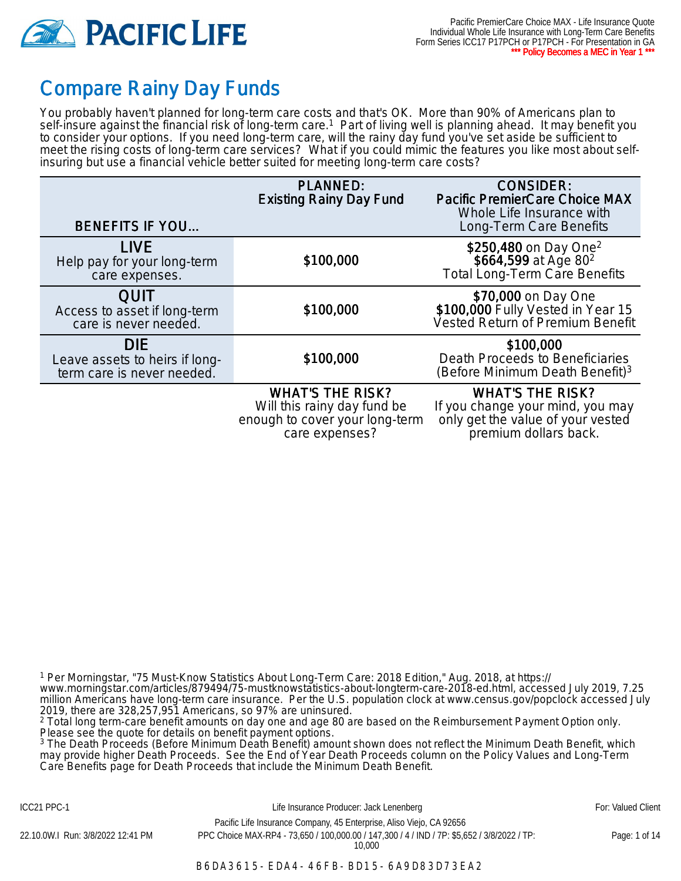## Compare Rainy Day Funds

You probably haven't planned for long-term care costs and that's OK. More than 90% of Americans plan to self-insure against the financial risk of long-term care.[1] Part of living well is planning ahead. It may benefit you to consider your options. If you need long-term care, will the rainy day fund you've set aside be sufficient to meet the rising costs of long-term care services? What if you could mimic the features you like most about self-insuring but use a financial vehicle better suited for meeting long-term care costs?

| BENEFITS IF YOU... | PLANNED: Existing Rainy Day Fund | CONSIDER: Pacific PremierCare Choice MAX Whole Life Insurance with Long-Term Care Benefits |
|---|---|---|
| **LIVE** Help pay for your long-term care expenses. | $100,000 | **$250,480** on Day One[2] **$664,599** at Age 80[2] Total Long-Term Care Benefits |
| **QUIT** Access to asset if long-term care is never needed. | $100,000 | **$70,000** on Day One **$100,000** Fully Vested in Year 15 Vested Return of Premium Benefit |
| **DIE** Leave assets to heirs if long-term care is never needed. | $100,000 | **$100,000** Death Proceeds to Beneficiaries (Before Minimum Death Benefit)[3] |
| | WHAT'S THE RISK? Will this rainy day fund be enough to cover your long-term care expenses? | WHAT'S THE RISK? If you change your mind, you may only get the value of your vested premium dollars back. |

[1] Per Morningstar, "75 Must-Know Statistics About Long-Term Care: 2018 Edition," Aug. 2018, at https://www.morningstar.com/articles/879494/75-mustknowstatistics-about-longterm-care-2018-ed.html, accessed July 2019, 7.25 million Americans have long-term care insurance. Per the U.S. population clock at www.census.gov/popclock accessed July 2019, there are 328,257,951 Americans, so 97% are uninsured.

[2] Total long term-care benefit amounts on day one and age 80 are based on the Reimbursement Payment Option only. Please see the quote for details on benefit payment options.

[3] The Death Proceeds (Before Minimum Death Benefit) amount shown does not reflect the Minimum Death Benefit, which may provide higher Death Proceeds. See the End of Year Death Proceeds column on the Policy Values and Long-Term Care Benefits page for Death Proceeds that include the Minimum Death Benefit.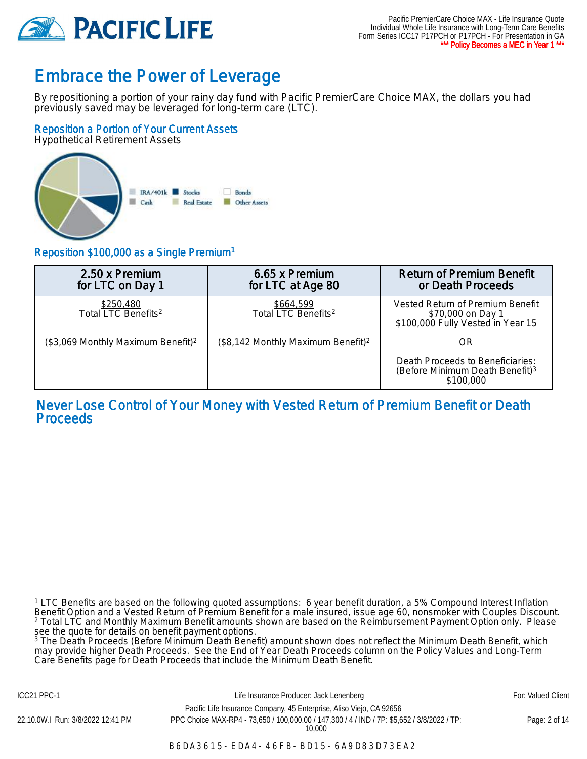# Embrace the Power of Leverage

By repositioning a portion of your rainy day fund with Pacific PremierCare Choice MAX, the dollars you had previously saved may be leveraged for long-term care (LTC).

## Reposition a Portion of Your Current Assets

Hypothetical Retirement Assets

IRA/401k | Stocks | Bonds | Cash | Real Estate | Other Assets

## Reposition $100,000 as a Single Premium[1]

| 2.50 x Premium for LTC on Day 1 | 6.65 x Premium for LTC at Age 80 | Return of Premium Benefit or Death Proceeds |
|---|---|---|
| $250,480 Total LTC Benefits[2] | $664,599 Total LTC Benefits[2] | Vested Return of Premium Benefit $70,000 on Day 1 $100,000 Fully Vested in Year 15 |
| ($3,069 Monthly Maximum Benefit)[2] | ($8,142 Monthly Maximum Benefit)[2] | OR |
| | | Death Proceeds to Beneficiaries: (Before Minimum Death Benefit)[3] $100,000 |

## Never Lose Control of Your Money with Vested Return of Premium Benefit or Death Proceeds

[1] LTC Benefits are based on the following quoted assumptions: 6 year benefit duration, a 5% Compound Interest Inflation Benefit Option and a Vested Return of Premium Benefit for a male insured, issue age 60, nonsmoker with Couples Discount.
[2] Total LTC and Monthly Maximum Benefit amounts shown are based on the Reimbursement Payment Option only. Please see the quote for details on benefit payment options.
[3] The Death Proceeds (Before Minimum Death Benefit) amount shown does not reflect the Minimum Death Benefit, which may provide higher Death Proceeds. See the End of Year Death Proceeds column on the Policy Values and Long-Term Care Benefits page for Death Proceeds that include the Minimum Death Benefit.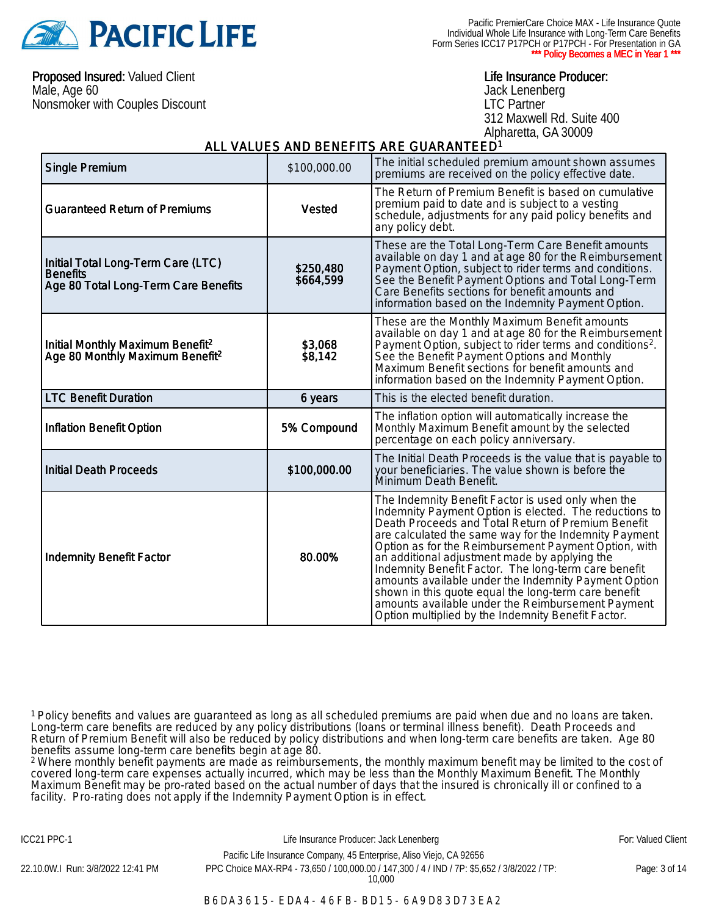Pacific PremierCare Choice MAX - Life Insurance Quote
Individual Whole Life Insurance with Long-Term Care Benefits
Form Series ICC17 P17PCH or P17PCH - For Presentation in GA
**\*\*\* Policy Becomes a MEC in Year 1 \*\*\***

**Proposed Insured:** Valued Client
Male, Age 60
Nonsmoker with Couples Discount

**Life Insurance Producer:**
Jack Lenenberg
LTC Partner
312 Maxwell Rd. Suite 400
Alpharetta, GA 30009

## ALL VALUES AND BENEFITS ARE GUARANTEED[1]

| | | |
|---|---|---|
| **Single Premium** | $100,000.00 | The initial scheduled premium amount shown assumes premiums are received on the policy effective date. |
| **Guaranteed Return of Premiums** | **Vested** | The Return of Premium Benefit is based on cumulative premium paid to date and is subject to a vesting schedule, adjustments for any paid policy benefits and any policy debt. |
| **Initial Total Long-Term Care (LTC) Benefits**<br>**Age 80 Total Long-Term Care Benefits** | **$250,480**<br>**$664,599** | These are the Total Long-Term Care Benefit amounts available on day 1 and at age 80 for the Reimbursement Payment Option, subject to rider terms and conditions. See the Benefit Payment Options and Total Long-Term Care Benefits sections for benefit amounts and information based on the Indemnity Payment Option. |
| **Initial Monthly Maximum Benefit[2]**<br>**Age 80 Monthly Maximum Benefit[2]** | **$3,068**<br>**$8,142** | These are the Monthly Maximum Benefit amounts available on day 1 and at age 80 for the Reimbursement Payment Option, subject to rider terms and conditions[2]. See the Benefit Payment Options and Monthly Maximum Benefit sections for benefit amounts and information based on the Indemnity Payment Option. |
| **LTC Benefit Duration** | **6 years** | This is the elected benefit duration. |
| **Inflation Benefit Option** | **5% Compound** | The inflation option will automatically increase the Monthly Maximum Benefit amount by the selected percentage on each policy anniversary. |
| **Initial Death Proceeds** | **$100,000.00** | The Initial Death Proceeds is the value that is payable to your beneficiaries. The value shown is before the Minimum Death Benefit. |
| **Indemnity Benefit Factor** | **80.00%** | The Indemnity Benefit Factor is used only when the Indemnity Payment Option is elected. The reductions to Death Proceeds and Total Return of Premium Benefit are calculated the same way for the Indemnity Payment Option as for the Reimbursement Payment Option, with an additional adjustment made by applying the Indemnity Benefit Factor. The long-term care benefit amounts available under the Indemnity Payment Option shown in this quote equal the long-term care benefit amounts available under the Reimbursement Payment Option multiplied by the Indemnity Benefit Factor. |

[1] Policy benefits and values are guaranteed as long as all scheduled premiums are paid when due and no loans are taken. Long-term care benefits are reduced by any policy distributions (loans or terminal illness benefit). Death Proceeds and Return of Premium Benefit will also be reduced by policy distributions and when long-term care benefits are taken. Age 80 benefits assume long-term care benefits begin at age 80.

[2] Where monthly benefit payments are made as reimbursements, the monthly maximum benefit may be limited to the cost of covered long-term care expenses actually incurred, which may be less than the Monthly Maximum Benefit. The Monthly Maximum Benefit may be pro-rated based on the actual number of days that the insured is chronically ill or confined to a facility. Pro-rating does not apply if the Indemnity Payment Option is in effect.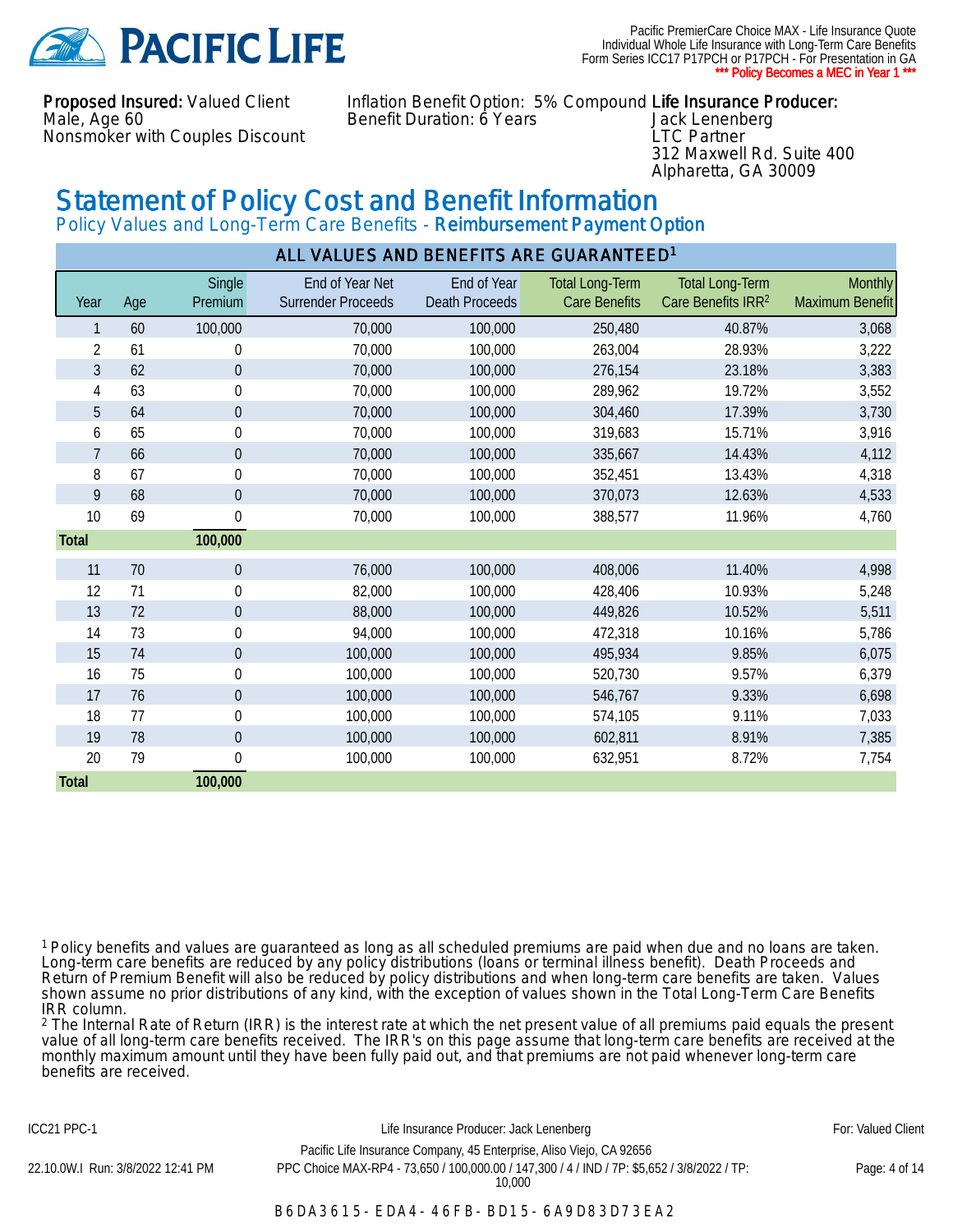Pacific PremierCare Choice MAX - Life Insurance Quote
Individual Whole Life Insurance with Long-Term Care Benefits
Form Series ICC17 P17PCH or P17PCH - For Presentation in GA
*** Policy Becomes a MEC in Year 1 ***

**Proposed Insured:** Valued Client
Male, Age 60
Nonsmoker with Couples Discount

Inflation Benefit Option: 5% Compound
Benefit Duration: 6 Years

**Life Insurance Producer:**
Jack Lenenberg
LTC Partner
312 Maxwell Rd. Suite 400
Alpharetta, GA 30009

# Statement of Policy Cost and Benefit Information

## Policy Values and Long-Term Care Benefits - **Reimbursement Payment Option**

**ALL VALUES AND BENEFITS ARE GUARANTEED[1]**

| Year | Age | Single Premium | End of Year Net Surrender Proceeds | End of Year Death Proceeds | Total Long-Term Care Benefits | Total Long-Term Care Benefits IRR[2] | Monthly Maximum Benefit |
|---|---|---|---|---|---|---|---|
| 1 | 60 | 100,000 | 70,000 | 100,000 | 250,480 | 40.87% | 3,068 |
| 2 | 61 | 0 | 70,000 | 100,000 | 263,004 | 28.93% | 3,222 |
| 3 | 62 | 0 | 70,000 | 100,000 | 276,154 | 23.18% | 3,383 |
| 4 | 63 | 0 | 70,000 | 100,000 | 289,962 | 19.72% | 3,552 |
| 5 | 64 | 0 | 70,000 | 100,000 | 304,460 | 17.39% | 3,730 |
| 6 | 65 | 0 | 70,000 | 100,000 | 319,683 | 15.71% | 3,916 |
| 7 | 66 | 0 | 70,000 | 100,000 | 335,667 | 14.43% | 4,112 |
| 8 | 67 | 0 | 70,000 | 100,000 | 352,451 | 13.43% | 4,318 |
| 9 | 68 | 0 | 70,000 | 100,000 | 370,073 | 12.63% | 4,533 |
| 10 | 69 | 0 | 70,000 | 100,000 | 388,577 | 11.96% | 4,760 |
| **Total** | | **100,000** | | | | | |
| 11 | 70 | 0 | 76,000 | 100,000 | 408,006 | 11.40% | 4,998 |
| 12 | 71 | 0 | 82,000 | 100,000 | 428,406 | 10.93% | 5,248 |
| 13 | 72 | 0 | 88,000 | 100,000 | 449,826 | 10.52% | 5,511 |
| 14 | 73 | 0 | 94,000 | 100,000 | 472,318 | 10.16% | 5,786 |
| 15 | 74 | 0 | 100,000 | 100,000 | 495,934 | 9.85% | 6,075 |
| 16 | 75 | 0 | 100,000 | 100,000 | 520,730 | 9.57% | 6,379 |
| 17 | 76 | 0 | 100,000 | 100,000 | 546,767 | 9.33% | 6,698 |
| 18 | 77 | 0 | 100,000 | 100,000 | 574,105 | 9.11% | 7,033 |
| 19 | 78 | 0 | 100,000 | 100,000 | 602,811 | 8.91% | 7,385 |
| 20 | 79 | 0 | 100,000 | 100,000 | 632,951 | 8.72% | 7,754 |
| **Total** | | **100,000** | | | | | |

[1] Policy benefits and values are guaranteed as long as all scheduled premiums are paid when due and no loans are taken. Long-term care benefits are reduced by any policy distributions (loans or terminal illness benefit). Death Proceeds and Return of Premium Benefit will also be reduced by policy distributions and when long-term care benefits are taken. Values shown assume no prior distributions of any kind, with the exception of values shown in the Total Long-Term Care Benefits IRR column.

[2] The Internal Rate of Return (IRR) is the interest rate at which the net present value of all premiums paid equals the present value of all long-term care benefits received. The IRR's on this page assume that long-term care benefits are received at the monthly maximum amount until they have been fully paid out, and that premiums are not paid whenever long-term care benefits are received.

ICC21 PPC-1 — Life Insurance Producer: Jack Lenenberg — For: Valued Client

Pacific Life Insurance Company, 45 Enterprise, Aliso Viejo, CA 92656

22.10.0W.I Run: 3/8/2022 12:41 PM — PPC Choice MAX-RP4 - 73,650 / 100,000.00 / 147,300 / 4 / IND / 7P: $5,652 / 3/8/2022 / TP: 10,000

B6DA3615-EDA4-46FB-BD15-6A9D83D73EA2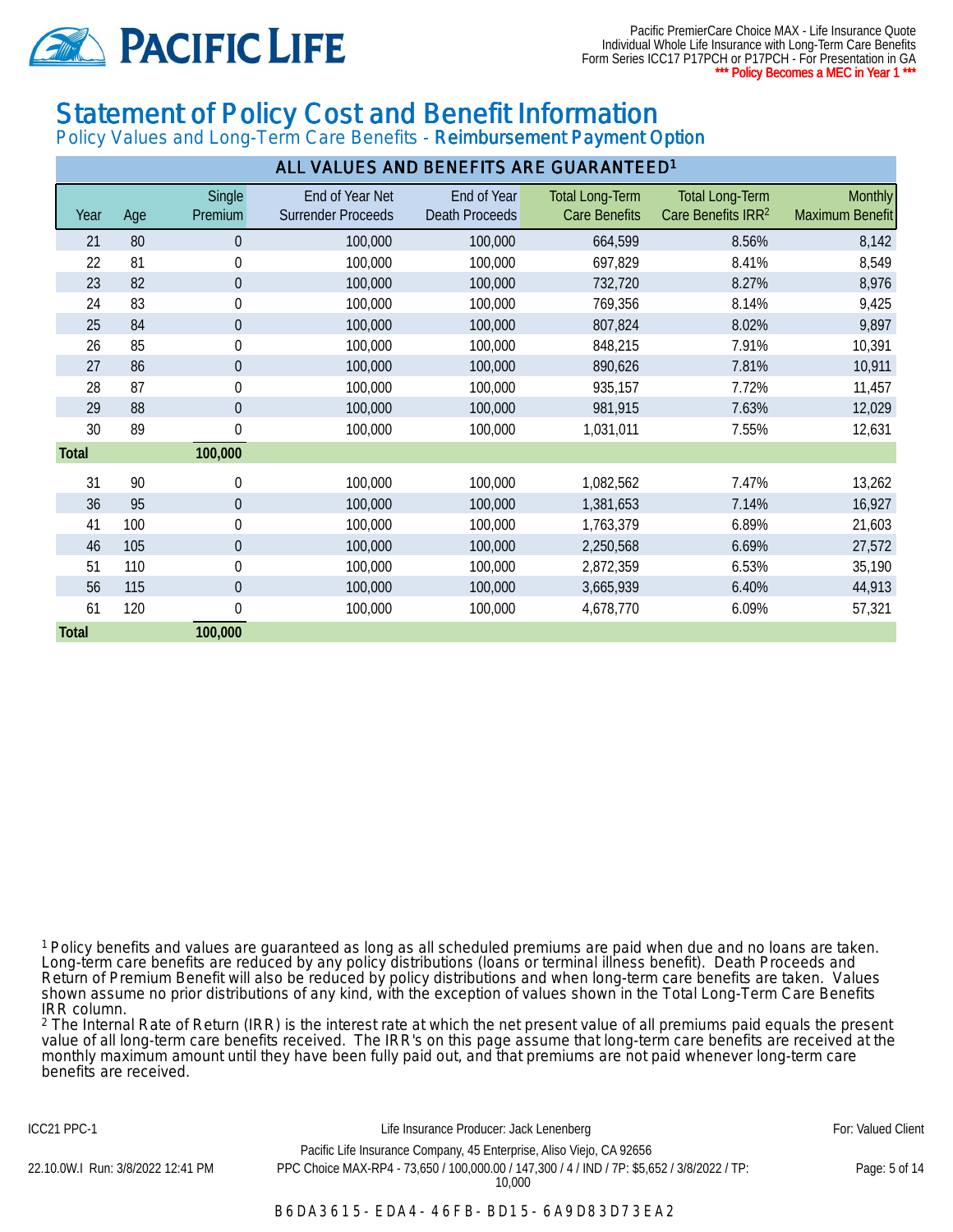# Statement of Policy Cost and Benefit Information

## Policy Values and Long-Term Care Benefits - **Reimbursement Payment Option**

**ALL VALUES AND BENEFITS ARE GUARANTEED[1]**

| Year | Age | Single Premium | End of Year Net Surrender Proceeds | End of Year Death Proceeds | Total Long-Term Care Benefits | Total Long-Term Care Benefits IRR[2] | Monthly Maximum Benefit |
|---|---|---|---|---|---|---|---|
| 21 | 80 | 0 | 100,000 | 100,000 | 664,599 | 8.56% | 8,142 |
| 22 | 81 | 0 | 100,000 | 100,000 | 697,829 | 8.41% | 8,549 |
| 23 | 82 | 0 | 100,000 | 100,000 | 732,720 | 8.27% | 8,976 |
| 24 | 83 | 0 | 100,000 | 100,000 | 769,356 | 8.14% | 9,425 |
| 25 | 84 | 0 | 100,000 | 100,000 | 807,824 | 8.02% | 9,897 |
| 26 | 85 | 0 | 100,000 | 100,000 | 848,215 | 7.91% | 10,391 |
| 27 | 86 | 0 | 100,000 | 100,000 | 890,626 | 7.81% | 10,911 |
| 28 | 87 | 0 | 100,000 | 100,000 | 935,157 | 7.72% | 11,457 |
| 29 | 88 | 0 | 100,000 | 100,000 | 981,915 | 7.63% | 12,029 |
| 30 | 89 | 0 | 100,000 | 100,000 | 1,031,011 | 7.55% | 12,631 |
| **Total** | | **100,000** | | | | | |
| 31 | 90 | 0 | 100,000 | 100,000 | 1,082,562 | 7.47% | 13,262 |
| 36 | 95 | 0 | 100,000 | 100,000 | 1,381,653 | 7.14% | 16,927 |
| 41 | 100 | 0 | 100,000 | 100,000 | 1,763,379 | 6.89% | 21,603 |
| 46 | 105 | 0 | 100,000 | 100,000 | 2,250,568 | 6.69% | 27,572 |
| 51 | 110 | 0 | 100,000 | 100,000 | 2,872,359 | 6.53% | 35,190 |
| 56 | 115 | 0 | 100,000 | 100,000 | 3,665,939 | 6.40% | 44,913 |
| 61 | 120 | 0 | 100,000 | 100,000 | 4,678,770 | 6.09% | 57,321 |
| **Total** | | **100,000** | | | | | |

[1] Policy benefits and values are guaranteed as long as all scheduled premiums are paid when due and no loans are taken. Long-term care benefits are reduced by any policy distributions (loans or terminal illness benefit). Death Proceeds and Return of Premium Benefit will also be reduced by policy distributions and when long-term care benefits are taken. Values shown assume no prior distributions of any kind, with the exception of values shown in the Total Long-Term Care Benefits IRR column.

[2] The Internal Rate of Return (IRR) is the interest rate at which the net present value of all premiums paid equals the present value of all long-term care benefits received. The IRR's on this page assume that long-term care benefits are received at the monthly maximum amount until they have been fully paid out, and that premiums are not paid whenever long-term care benefits are received.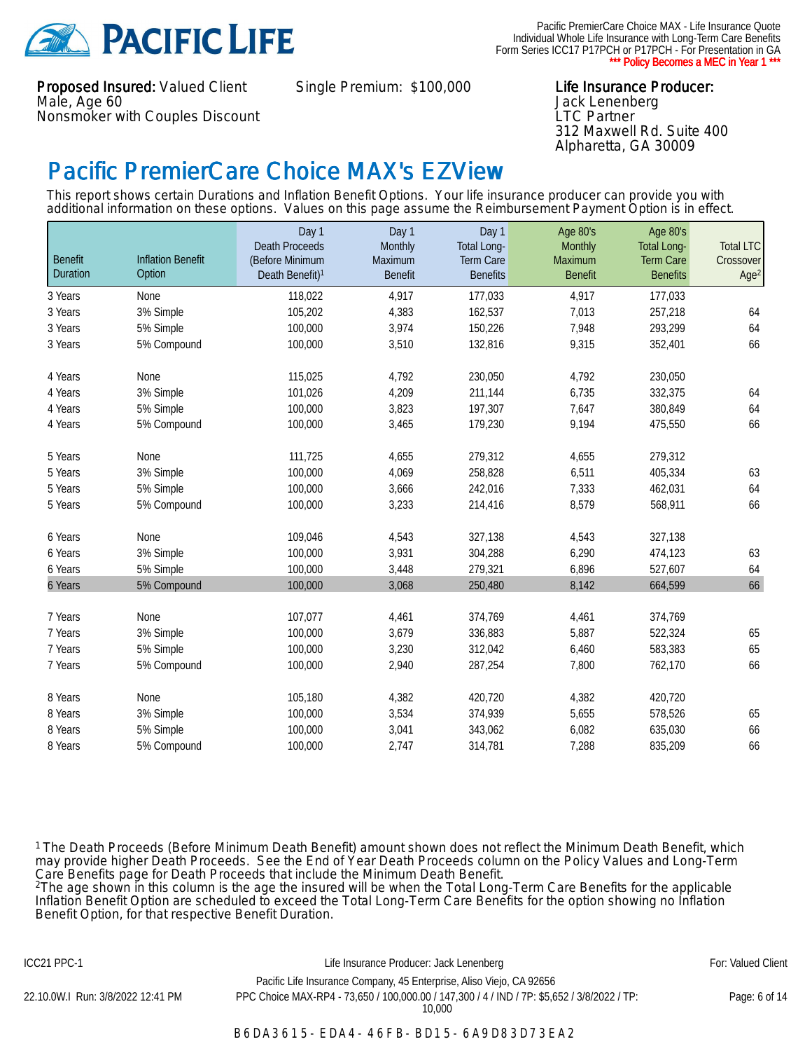Proposed Insured: Valued Client
Male, Age 60
Nonsmoker with Couples Discount

Single Premium: $100,000

*** Policy Becomes a MEC in Year 1 ***

Life Insurance Producer:
Jack Lenenberg
LTC Partner
312 Maxwell Rd. Suite 400
Alpharetta, GA 30009

# Pacific PremierCare Choice MAX's EZView

This report shows certain Durations and Inflation Benefit Options. Your life insurance producer can provide you with additional information on these options. Values on this page assume the Reimbursement Payment Option is in effect.

| Benefit Duration | Inflation Benefit Option | Day 1 Death Proceeds (Before Minimum Death Benefit)[1] | Day 1 Monthly Maximum Benefit | Day 1 Total Long-Term Care Benefits | Age 80's Monthly Maximum Benefit | Age 80's Total Long-Term Care Benefits | Total LTC Crossover Age[2] |
|---|---|---|---|---|---|---|---|
| 3 Years | None | 118,022 | 4,917 | 177,033 | 4,917 | 177,033 | |
| 3 Years | 3% Simple | 105,202 | 4,383 | 162,537 | 7,013 | 257,218 | 64 |
| 3 Years | 5% Simple | 100,000 | 3,974 | 150,226 | 7,948 | 293,299 | 64 |
| 3 Years | 5% Compound | 100,000 | 3,510 | 132,816 | 9,315 | 352,401 | 66 |
| 4 Years | None | 115,025 | 4,792 | 230,050 | 4,792 | 230,050 | |
| 4 Years | 3% Simple | 101,026 | 4,209 | 211,144 | 6,735 | 332,375 | 64 |
| 4 Years | 5% Simple | 100,000 | 3,823 | 197,307 | 7,647 | 380,849 | 64 |
| 4 Years | 5% Compound | 100,000 | 3,465 | 179,230 | 9,194 | 475,550 | 66 |
| 5 Years | None | 111,725 | 4,655 | 279,312 | 4,655 | 279,312 | |
| 5 Years | 3% Simple | 100,000 | 4,069 | 258,828 | 6,511 | 405,334 | 63 |
| 5 Years | 5% Simple | 100,000 | 3,666 | 242,016 | 7,333 | 462,031 | 64 |
| 5 Years | 5% Compound | 100,000 | 3,233 | 214,416 | 8,579 | 568,911 | 66 |
| 6 Years | None | 109,046 | 4,543 | 327,138 | 4,543 | 327,138 | |
| 6 Years | 3% Simple | 100,000 | 3,931 | 304,288 | 6,290 | 474,123 | 63 |
| 6 Years | 5% Simple | 100,000 | 3,448 | 279,321 | 6,896 | 527,607 | 64 |
| 6 Years | 5% Compound | 100,000 | 3,068 | 250,480 | 8,142 | 664,599 | 66 |
| 7 Years | None | 107,077 | 4,461 | 374,769 | 4,461 | 374,769 | |
| 7 Years | 3% Simple | 100,000 | 3,679 | 336,883 | 5,887 | 522,324 | 65 |
| 7 Years | 5% Simple | 100,000 | 3,230 | 312,042 | 6,460 | 583,383 | 65 |
| 7 Years | 5% Compound | 100,000 | 2,940 | 287,254 | 7,800 | 762,170 | 66 |
| 8 Years | None | 105,180 | 4,382 | 420,720 | 4,382 | 420,720 | |
| 8 Years | 3% Simple | 100,000 | 3,534 | 374,939 | 5,655 | 578,526 | 65 |
| 8 Years | 5% Simple | 100,000 | 3,041 | 343,062 | 6,082 | 635,030 | 66 |
| 8 Years | 5% Compound | 100,000 | 2,747 | 314,781 | 7,288 | 835,209 | 66 |

[1] The Death Proceeds (Before Minimum Death Benefit) amount shown does not reflect the Minimum Death Benefit, which may provide higher Death Proceeds. See the End of Year Death Proceeds column on the Policy Values and Long-Term Care Benefits page for Death Proceeds that include the Minimum Death Benefit.

[2] The age shown in this column is the age the insured will be when the Total Long-Term Care Benefits for the applicable Inflation Benefit Option are scheduled to exceed the Total Long-Term Care Benefits for the option showing no Inflation Benefit Option, for that respective Benefit Duration.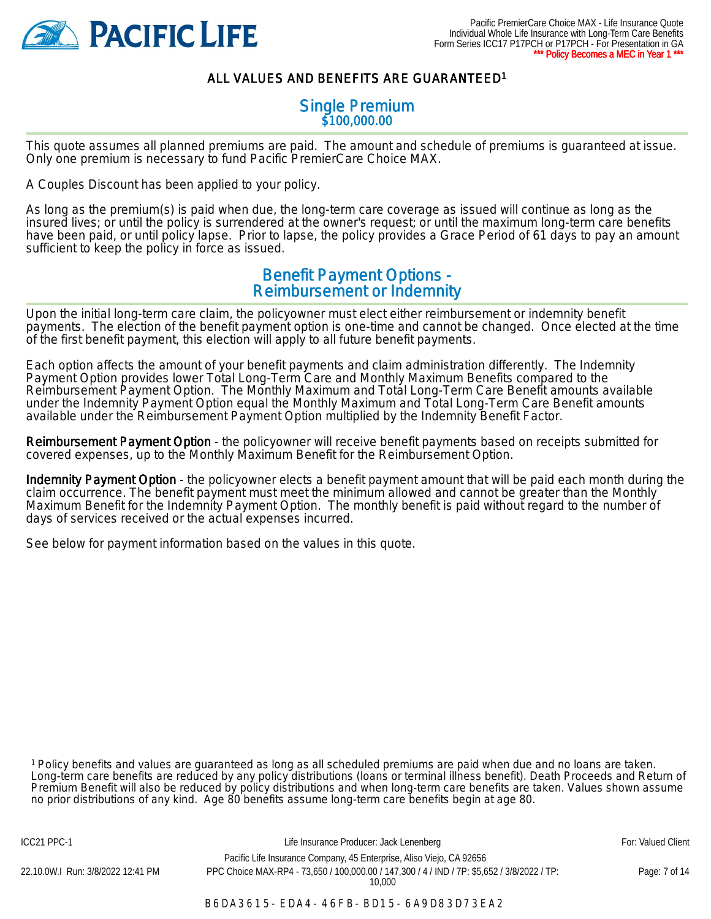## ALL VALUES AND BENEFITS ARE GUARANTEED[1]

## Single Premium
**$100,000.00**

This quote assumes all planned premiums are paid. The amount and schedule of premiums is guaranteed at issue. Only one premium is necessary to fund Pacific PremierCare Choice MAX.

A Couples Discount has been applied to your policy.

As long as the premium(s) is paid when due, the long-term care coverage as issued will continue as long as the insured lives; or until the policy is surrendered at the owner's request; or until the maximum long-term care benefits have been paid, or until policy lapse. Prior to lapse, the policy provides a Grace Period of 61 days to pay an amount sufficient to keep the policy in force as issued.

## Benefit Payment Options - Reimbursement or Indemnity

Upon the initial long-term care claim, the policyowner must elect either reimbursement or indemnity benefit payments. The election of the benefit payment option is one-time and cannot be changed. Once elected at the time of the first benefit payment, this election will apply to all future benefit payments.

Each option affects the amount of your benefit payments and claim administration differently. The Indemnity Payment Option provides lower Total Long-Term Care and Monthly Maximum Benefits compared to the Reimbursement Payment Option. The Monthly Maximum and Total Long-Term Care Benefit amounts available under the Indemnity Payment Option equal the Monthly Maximum and Total Long-Term Care Benefit amounts available under the Reimbursement Payment Option multiplied by the Indemnity Benefit Factor.

**Reimbursement Payment Option** - the policyowner will receive benefit payments based on receipts submitted for covered expenses, up to the Monthly Maximum Benefit for the Reimbursement Option.

**Indemnity Payment Option** - the policyowner elects a benefit payment amount that will be paid each month during the claim occurrence. The benefit payment must meet the minimum allowed and cannot be greater than the Monthly Maximum Benefit for the Indemnity Payment Option. The monthly benefit is paid without regard to the number of days of services received or the actual expenses incurred.

See below for payment information based on the values in this quote.

[1] Policy benefits and values are guaranteed as long as all scheduled premiums are paid when due and no loans are taken. Long-term care benefits are reduced by any policy distributions (loans or terminal illness benefit). Death Proceeds and Return of Premium Benefit will also be reduced by policy distributions and when long-term care benefits are taken. Values shown assume no prior distributions of any kind. Age 80 benefits assume long-term care benefits begin at age 80.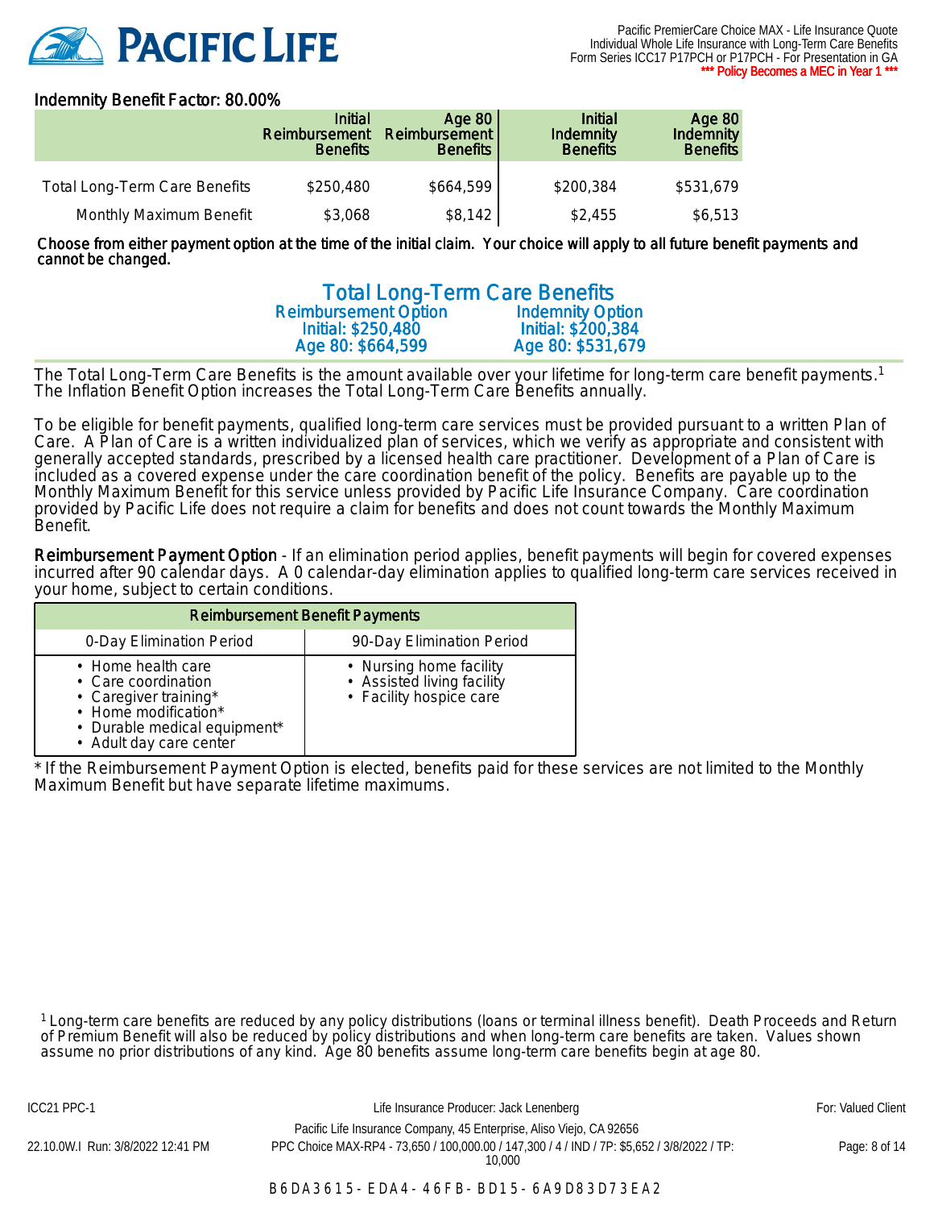Indemnity Benefit Factor: 80.00%

| | Initial Reimbursement Benefits | Age 80 Reimbursement Benefits | Initial Indemnity Benefits | Age 80 Indemnity Benefits |
|---|---|---|---|---|
| Total Long-Term Care Benefits | $250,480 | $664,599 | $200,384 | $531,679 |
| Monthly Maximum Benefit | $3,068 | $8,142 | $2,455 | $6,513 |

**Choose from either payment option at the time of the initial claim. Your choice will apply to all future benefit payments and cannot be changed.**

## Total Long-Term Care Benefits

| Reimbursement Option | Indemnity Option |
|---|---|
| Initial: $250,480 | Initial: $200,384 |
| Age 80: $664,599 | Age 80: $531,679 |

The Total Long-Term Care Benefits is the amount available over your lifetime for long-term care benefit payments.[1] The Inflation Benefit Option increases the Total Long-Term Care Benefits annually.

To be eligible for benefit payments, qualified long-term care services must be provided pursuant to a written Plan of Care. A Plan of Care is a written individualized plan of services, which we verify as appropriate and consistent with generally accepted standards, prescribed by a licensed health care practitioner. Development of a Plan of Care is included as a covered expense under the care coordination benefit of the policy. Benefits are payable up to the Monthly Maximum Benefit for this service unless provided by Pacific Life Insurance Company. Care coordination provided by Pacific Life does not require a claim for benefits and does not count towards the Monthly Maximum Benefit.

**Reimbursement Payment Option** - If an elimination period applies, benefit payments will begin for covered expenses incurred after 90 calendar days. A 0 calendar-day elimination applies to qualified long-term care services received in your home, subject to certain conditions.

| Reimbursement Benefit Payments | |
|---|---|
| 0-Day Elimination Period | 90-Day Elimination Period |
| • Home health care<br>• Care coordination<br>• Caregiver training*<br>• Home modification*<br>• Durable medical equipment*<br>• Adult day care center | • Nursing home facility<br>• Assisted living facility<br>• Facility hospice care |

* If the Reimbursement Payment Option is elected, benefits paid for these services are not limited to the Monthly Maximum Benefit but have separate lifetime maximums.

[1] Long-term care benefits are reduced by any policy distributions (loans or terminal illness benefit). Death Proceeds and Return of Premium Benefit will also be reduced by policy distributions and when long-term care benefits are taken. Values shown assume no prior distributions of any kind. Age 80 benefits assume long-term care benefits begin at age 80.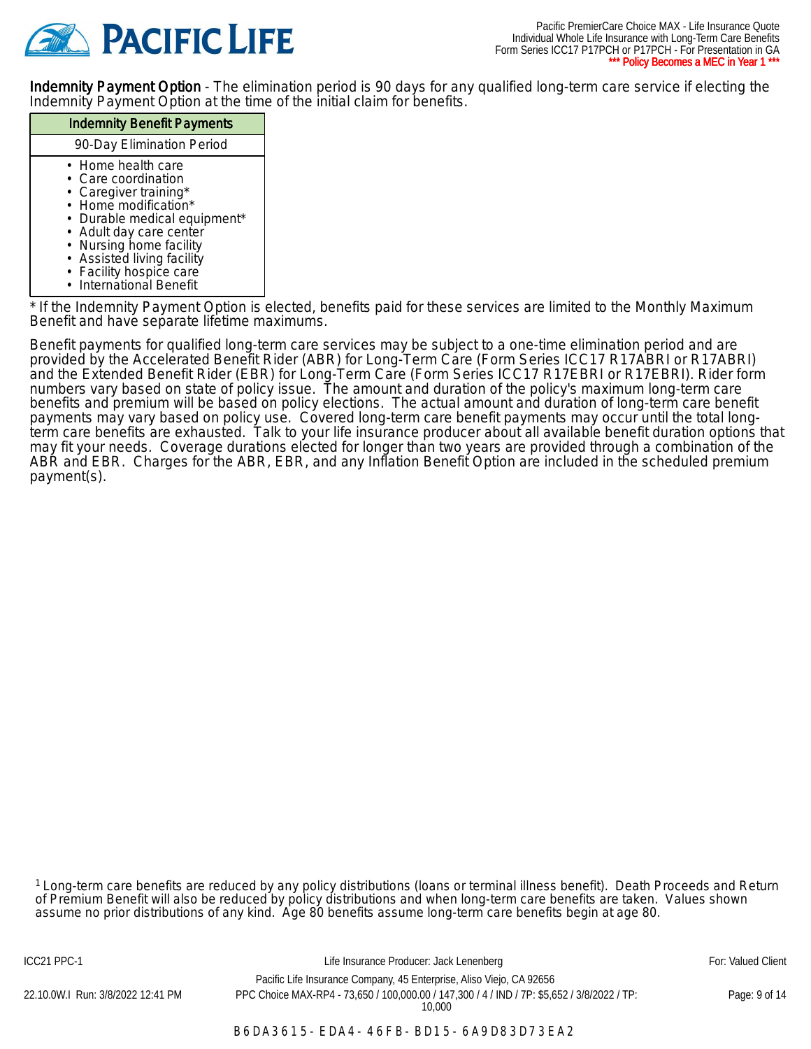**Indemnity Payment Option** - The elimination period is 90 days for any qualified long-term care service if electing the Indemnity Payment Option at the time of the initial claim for benefits.

| Indemnity Benefit Payments |
|---|
| 90-Day Elimination Period |
| • Home health care<br>• Care coordination<br>• Caregiver training*<br>• Home modification*<br>• Durable medical equipment*<br>• Adult day care center<br>• Nursing home facility<br>• Assisted living facility<br>• Facility hospice care<br>• International Benefit |

* If the Indemnity Payment Option is elected, benefits paid for these services are limited to the Monthly Maximum Benefit and have separate lifetime maximums.

Benefit payments for qualified long-term care services may be subject to a one-time elimination period and are provided by the Accelerated Benefit Rider (ABR) for Long-Term Care (Form Series ICC17 R17ABRI or R17ABRI) and the Extended Benefit Rider (EBR) for Long-Term Care (Form Series ICC17 R17EBRI or R17EBRI). Rider form numbers vary based on state of policy issue. The amount and duration of the policy's maximum long-term care benefits and premium will be based on policy elections. The actual amount and duration of long-term care benefit payments may vary based on policy use. Covered long-term care benefit payments may occur until the total long-term care benefits are exhausted. Talk to your life insurance producer about all available benefit duration options that may fit your needs. Coverage durations elected for longer than two years are provided through a combination of the ABR and EBR. Charges for the ABR, EBR, and any Inflation Benefit Option are included in the scheduled premium payment(s).

[1] Long-term care benefits are reduced by any policy distributions (loans or terminal illness benefit). Death Proceeds and Return of Premium Benefit will also be reduced by policy distributions and when long-term care benefits are taken. Values shown assume no prior distributions of any kind. Age 80 benefits assume long-term care benefits begin at age 80.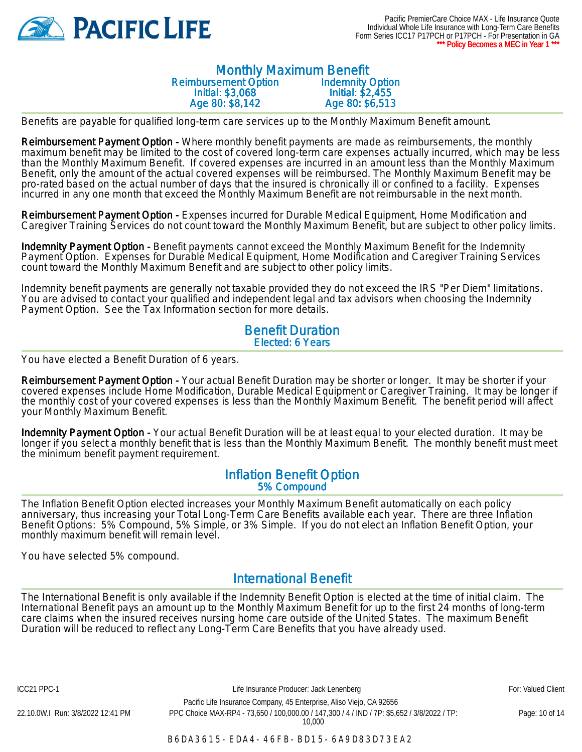## Monthly Maximum Benefit

| Reimbursement Option | Indemnity Option |
|---|---|
| Initial: $3,068 | Initial: $2,455 |
| Age 80: $8,142 | Age 80: $6,513 |

Benefits are payable for qualified long-term care services up to the Monthly Maximum Benefit amount.

**Reimbursement Payment Option -** Where monthly benefit payments are made as reimbursements, the monthly maximum benefit may be limited to the cost of covered long-term care expenses actually incurred, which may be less than the Monthly Maximum Benefit. If covered expenses are incurred in an amount less than the Monthly Maximum Benefit, only the amount of the actual covered expenses will be reimbursed. The Monthly Maximum Benefit may be pro-rated based on the actual number of days that the insured is chronically ill or confined to a facility. Expenses incurred in any one month that exceed the Monthly Maximum Benefit are not reimbursable in the next month.

**Reimbursement Payment Option -** Expenses incurred for Durable Medical Equipment, Home Modification and Caregiver Training Services do not count toward the Monthly Maximum Benefit, but are subject to other policy limits.

**Indemnity Payment Option -** Benefit payments cannot exceed the Monthly Maximum Benefit for the Indemnity Payment Option. Expenses for Durable Medical Equipment, Home Modification and Caregiver Training Services count toward the Monthly Maximum Benefit and are subject to other policy limits.

Indemnity benefit payments are generally not taxable provided they do not exceed the IRS "Per Diem" limitations. You are advised to contact your qualified and independent legal and tax advisors when choosing the Indemnity Payment Option. See the Tax Information section for more details.

## Benefit Duration

Elected: 6 Years

You have elected a Benefit Duration of 6 years.

**Reimbursement Payment Option -** Your actual Benefit Duration may be shorter or longer. It may be shorter if your covered expenses include Home Modification, Durable Medical Equipment or Caregiver Training. It may be longer if the monthly cost of your covered expenses is less than the Monthly Maximum Benefit. The benefit period will affect your Monthly Maximum Benefit.

**Indemnity Payment Option -** Your actual Benefit Duration will be at least equal to your elected duration. It may be longer if you select a monthly benefit that is less than the Monthly Maximum Benefit. The monthly benefit must meet the minimum benefit payment requirement.

## Inflation Benefit Option

5% Compound

The Inflation Benefit Option elected increases your Monthly Maximum Benefit automatically on each policy anniversary, thus increasing your Total Long-Term Care Benefits available each year. There are three Inflation Benefit Options: 5% Compound, 5% Simple, or 3% Simple. If you do not elect an Inflation Benefit Option, your monthly maximum benefit will remain level.

You have selected 5% compound.

## International Benefit

The International Benefit is only available if the Indemnity Benefit Option is elected at the time of initial claim. The International Benefit pays an amount up to the Monthly Maximum Benefit for up to the first 24 months of long-term care claims when the insured receives nursing home care outside of the United States. The maximum Benefit Duration will be reduced to reflect any Long-Term Care Benefits that you have already used.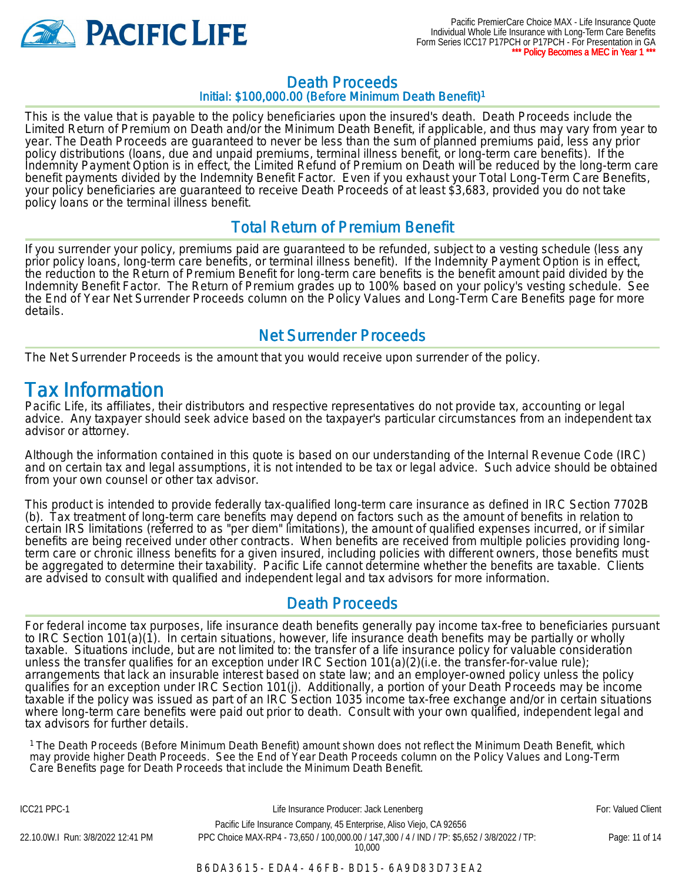## Death Proceeds

### Initial: $100,000.00 (Before Minimum Death Benefit)[1]

This is the value that is payable to the policy beneficiaries upon the insured's death. Death Proceeds include the Limited Return of Premium on Death and/or the Minimum Death Benefit, if applicable, and thus may vary from year to year. The Death Proceeds are guaranteed to never be less than the sum of planned premiums paid, less any prior policy distributions (loans, due and unpaid premiums, terminal illness benefit, or long-term care benefits). If the Indemnity Payment Option is in effect, the Limited Refund of Premium on Death will be reduced by the long-term care benefit payments divided by the Indemnity Benefit Factor. Even if you exhaust your Total Long-Term Care Benefits, your policy beneficiaries are guaranteed to receive Death Proceeds of at least $3,683, provided you do not take policy loans or the terminal illness benefit.

## Total Return of Premium Benefit

If you surrender your policy, premiums paid are guaranteed to be refunded, subject to a vesting schedule (less any prior policy loans, long-term care benefits, or terminal illness benefit). If the Indemnity Payment Option is in effect, the reduction to the Return of Premium Benefit for long-term care benefits is the benefit amount paid divided by the Indemnity Benefit Factor. The Return of Premium grades up to 100% based on your policy's vesting schedule. See the End of Year Net Surrender Proceeds column on the Policy Values and Long-Term Care Benefits page for more details.

## Net Surrender Proceeds

The Net Surrender Proceeds is the amount that you would receive upon surrender of the policy.

# Tax Information

Pacific Life, its affiliates, their distributors and respective representatives do not provide tax, accounting or legal advice. Any taxpayer should seek advice based on the taxpayer's particular circumstances from an independent tax advisor or attorney.

Although the information contained in this quote is based on our understanding of the Internal Revenue Code (IRC) and on certain tax and legal assumptions, it is not intended to be tax or legal advice. Such advice should be obtained from your own counsel or other tax advisor.

This product is intended to provide federally tax-qualified long-term care insurance as defined in IRC Section 7702B (b). Tax treatment of long-term care benefits may depend on factors such as the amount of benefits in relation to certain IRS limitations (referred to as "per diem" limitations), the amount of qualified expenses incurred, or if similar benefits are being received under other contracts. When benefits are received from multiple policies providing long-term care or chronic illness benefits for a given insured, including policies with different owners, those benefits must be aggregated to determine their taxability. Pacific Life cannot determine whether the benefits are taxable. Clients are advised to consult with qualified and independent legal and tax advisors for more information.

## Death Proceeds

For federal income tax purposes, life insurance death benefits generally pay income tax-free to beneficiaries pursuant to IRC Section 101(a)(1). In certain situations, however, life insurance death benefits may be partially or wholly taxable. Situations include, but are not limited to: the transfer of a life insurance policy for valuable consideration unless the transfer qualifies for an exception under IRC Section 101(a)(2)(i.e. the transfer-for-value rule); arrangements that lack an insurable interest based on state law; and an employer-owned policy unless the policy qualifies for an exception under IRC Section 101(j). Additionally, a portion of your Death Proceeds may be income taxable if the policy was issued as part of an IRC Section 1035 income tax-free exchange and/or in certain situations where long-term care benefits were paid out prior to death. Consult with your own qualified, independent legal and tax advisors for further details.

[1] The Death Proceeds (Before Minimum Death Benefit) amount shown does not reflect the Minimum Death Benefit, which may provide higher Death Proceeds. See the End of Year Death Proceeds column on the Policy Values and Long-Term Care Benefits page for Death Proceeds that include the Minimum Death Benefit.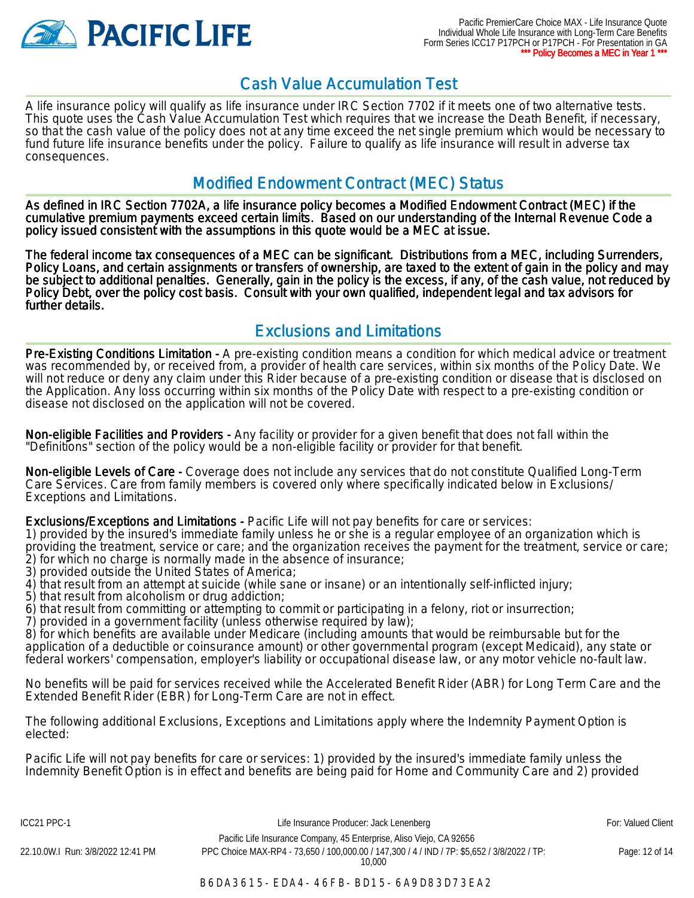## Cash Value Accumulation Test

A life insurance policy will qualify as life insurance under IRC Section 7702 if it meets one of two alternative tests. This quote uses the Cash Value Accumulation Test which requires that we increase the Death Benefit, if necessary, so that the cash value of the policy does not at any time exceed the net single premium which would be necessary to fund future life insurance benefits under the policy. Failure to qualify as life insurance will result in adverse tax consequences.

## Modified Endowment Contract (MEC) Status

As defined in IRC Section 7702A, a life insurance policy becomes a Modified Endowment Contract (MEC) if the cumulative premium payments exceed certain limits. Based on our understanding of the Internal Revenue Code a policy issued consistent with the assumptions in this quote would be a MEC at issue.

The federal income tax consequences of a MEC can be significant. Distributions from a MEC, including Surrenders, Policy Loans, and certain assignments or transfers of ownership, are taxed to the extent of gain in the policy and may be subject to additional penalties. Generally, gain in the policy is the excess, if any, of the cash value, not reduced by Policy Debt, over the policy cost basis. Consult with your own qualified, independent legal and tax advisors for further details.

## Exclusions and Limitations

**Pre-Existing Conditions Limitation -** A pre-existing condition means a condition for which medical advice or treatment was recommended by, or received from, a provider of health care services, within six months of the Policy Date. We will not reduce or deny any claim under this Rider because of a pre-existing condition or disease that is disclosed on the Application. Any loss occurring within six months of the Policy Date with respect to a pre-existing condition or disease not disclosed on the application will not be covered.

**Non-eligible Facilities and Providers -** Any facility or provider for a given benefit that does not fall within the "Definitions" section of the policy would be a non-eligible facility or provider for that benefit.

**Non-eligible Levels of Care -** Coverage does not include any services that do not constitute Qualified Long-Term Care Services. Care from family members is covered only where specifically indicated below in Exclusions/ Exceptions and Limitations.

**Exclusions/Exceptions and Limitations -** Pacific Life will not pay benefits for care or services:
1) provided by the insured's immediate family unless he or she is a regular employee of an organization which is providing the treatment, service or care; and the organization receives the payment for the treatment, service or care;
2) for which no charge is normally made in the absence of insurance;
3) provided outside the United States of America;
4) that result from an attempt at suicide (while sane or insane) or an intentionally self-inflicted injury;
5) that result from alcoholism or drug addiction;
6) that result from committing or attempting to commit or participating in a felony, riot or insurrection;
7) provided in a government facility (unless otherwise required by law);
8) for which benefits are available under Medicare (including amounts that would be reimbursable but for the application of a deductible or coinsurance amount) or other governmental program (except Medicaid), any state or federal workers' compensation, employer's liability or occupational disease law, or any motor vehicle no-fault law.

No benefits will be paid for services received while the Accelerated Benefit Rider (ABR) for Long Term Care and the Extended Benefit Rider (EBR) for Long-Term Care are not in effect.

The following additional Exclusions, Exceptions and Limitations apply where the Indemnity Payment Option is elected:

Pacific Life will not pay benefits for care or services: 1) provided by the insured's immediate family unless the Indemnity Benefit Option is in effect and benefits are being paid for Home and Community Care and 2) provided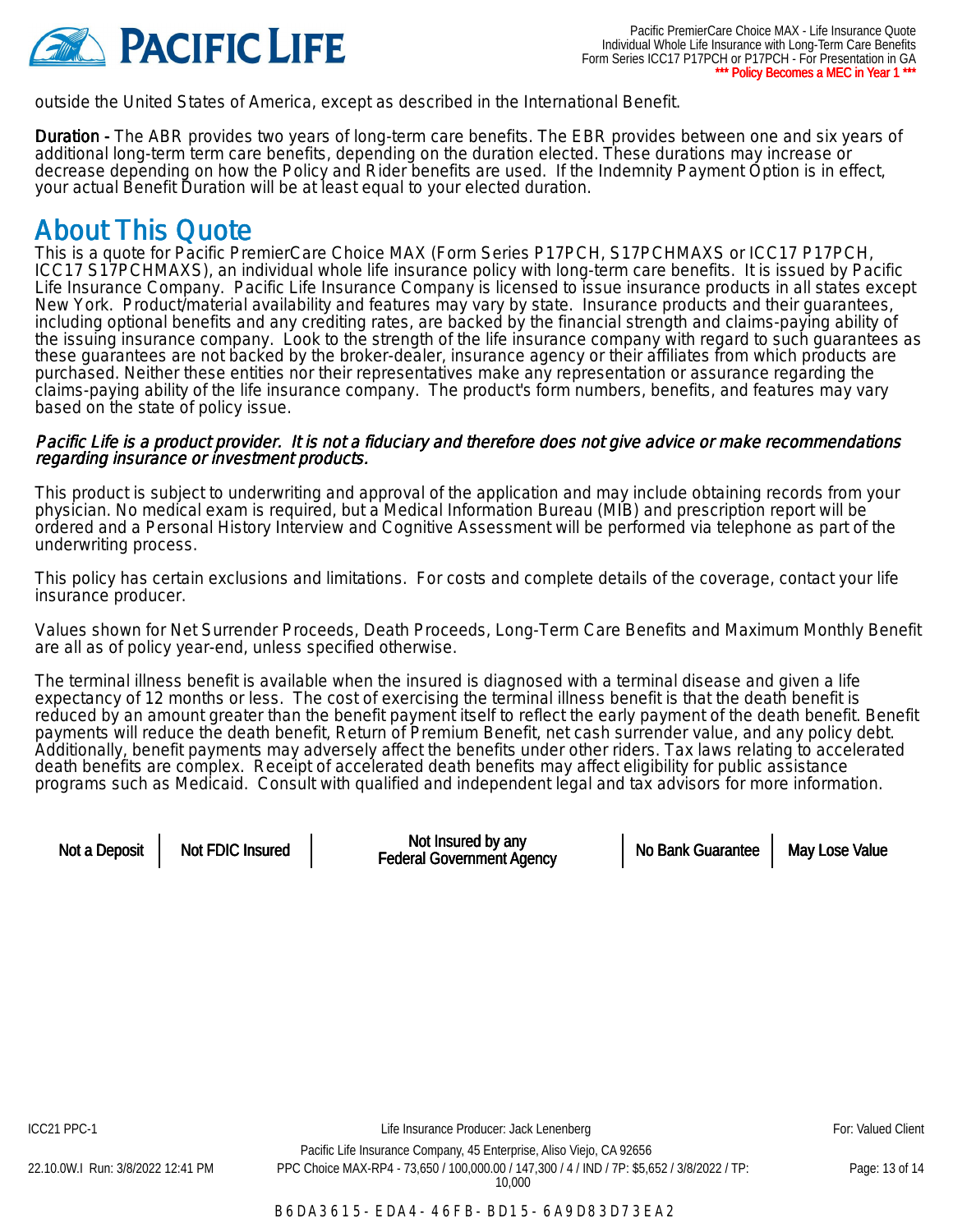outside the United States of America, except as described in the International Benefit.

**Duration -** The ABR provides two years of long-term care benefits. The EBR provides between one and six years of additional long-term term care benefits, depending on the duration elected. These durations may increase or decrease depending on how the Policy and Rider benefits are used. If the Indemnity Payment Option is in effect, your actual Benefit Duration will be at least equal to your elected duration.

## About This Quote

This is a quote for Pacific PremierCare Choice MAX (Form Series P17PCH, S17PCHMAXS or ICC17 P17PCH, ICC17 S17PCHMAXS), an individual whole life insurance policy with long-term care benefits. It is issued by Pacific Life Insurance Company. Pacific Life Insurance Company is licensed to issue insurance products in all states except New York. Product/material availability and features may vary by state. Insurance products and their guarantees, including optional benefits and any crediting rates, are backed by the financial strength and claims-paying ability of the issuing insurance company. Look to the strength of the life insurance company with regard to such guarantees as these guarantees are not backed by the broker-dealer, insurance agency or their affiliates from which products are purchased. Neither these entities nor their representatives make any representation or assurance regarding the claims-paying ability of the life insurance company. The product's form numbers, benefits, and features may vary based on the state of policy issue.

*Pacific Life is a product provider. It is not a fiduciary and therefore does not give advice or make recommendations regarding insurance or investment products.*

This product is subject to underwriting and approval of the application and may include obtaining records from your physician. No medical exam is required, but a Medical Information Bureau (MIB) and prescription report will be ordered and a Personal History Interview and Cognitive Assessment will be performed via telephone as part of the underwriting process.

This policy has certain exclusions and limitations. For costs and complete details of the coverage, contact your life insurance producer.

Values shown for Net Surrender Proceeds, Death Proceeds, Long-Term Care Benefits and Maximum Monthly Benefit are all as of policy year-end, unless specified otherwise.

The terminal illness benefit is available when the insured is diagnosed with a terminal disease and given a life expectancy of 12 months or less. The cost of exercising the terminal illness benefit is that the death benefit is reduced by an amount greater than the benefit payment itself to reflect the early payment of the death benefit. Benefit payments will reduce the death benefit, Return of Premium Benefit, net cash surrender value, and any policy debt. Additionally, benefit payments may adversely affect the benefits under other riders. Tax laws relating to accelerated death benefits are complex. Receipt of accelerated death benefits may affect eligibility for public assistance programs such as Medicaid. Consult with qualified and independent legal and tax advisors for more information.

Not a Deposit | Not FDIC Insured | Not Insured by any Federal Government Agency | No Bank Guarantee | May Lose Value